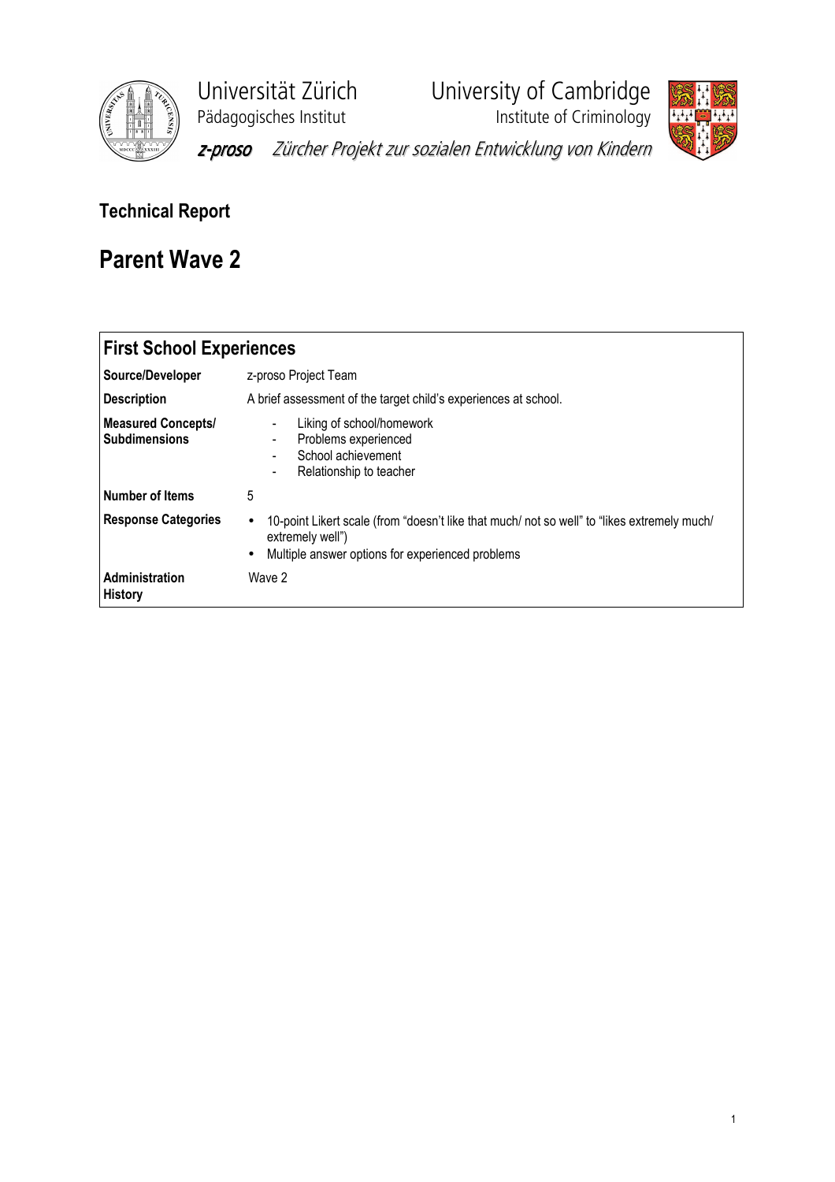Universität Zürich
Pädagogisches Institut

University of Cambridge
Institute of Criminology

*z-proso* *Zürcher Projekt zur sozialen Entwicklung von Kindern*

## Technical Report

# Parent Wave 2

| **First School Experiences** | |
|---|---|
| **Source/Developer** | z-proso Project Team |
| **Description** | A brief assessment of the target child's experiences at school. |
| **Measured Concepts/ Subdimensions** | - Liking of school/homework<br>- Problems experienced<br>- School achievement<br>- Relationship to teacher |
| **Number of Items** | 5 |
| **Response Categories** | • 10-point Likert scale (from "doesn't like that much/ not so well" to "likes extremely much/ extremely well")<br>• Multiple answer options for experienced problems |
| **Administration History** | Wave 2 |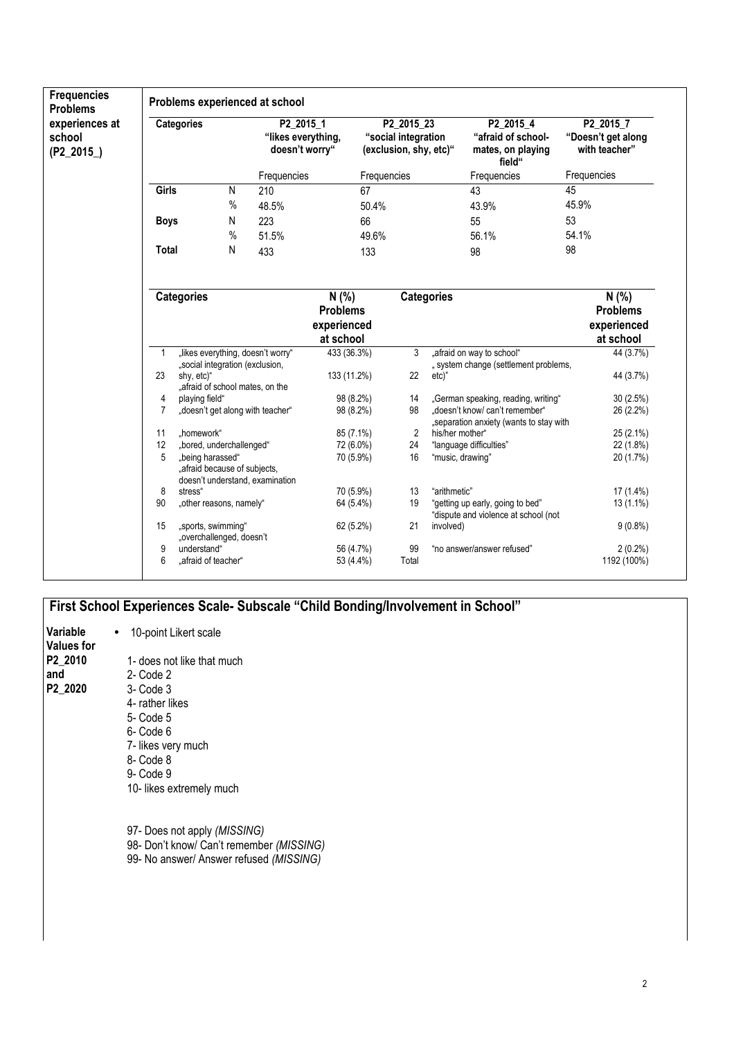**Frequencies Problems experiences at school (P2_2015_)**

**Problems experienced at school**

| Categories | | P2_2015_1 "likes everything, doesn't worry" | P2_2015_23 "social integration (exclusion, shy, etc)" | P2_2015_4 "afraid of school-mates, on playing field" | P2_2015_7 "Doesn't get along with teacher" |
|---|---|---|---|---|---|
| | | Frequencies | Frequencies | Frequencies | Frequencies |
| **Girls** | N | 210 | 67 | 43 | 45 |
| | % | 48.5% | 50.4% | 43.9% | 45.9% |
| **Boys** | N | 223 | 66 | 55 | 53 |
| | % | 51.5% | 49.6% | 56.1% | 54.1% |
| **Total** | N | 433 | 133 | 98 | 98 |

| | Categories | N (%) Problems experienced at school | | Categories | N (%) Problems experienced at school |
|---|---|---|---|---|---|
| 1 | „likes everything, doesn't worry" | 433 (36.3%) | 3 | „afraid on way to school" | 44 (3.7%) |
| 23 | „social integration (exclusion, shy, etc)" | 133 (11.2%) | 22 | „ system change (settlement problems, etc)" | 44 (3.7%) |
| 4 | „afraid of school mates, on the playing field" | 98 (8.2%) | 14 | „German speaking, reading, writing" | 30 (2.5%) |
| 7 | „doesn't get along with teacher" | 98 (8.2%) | 98 | „doesn't know/ can't remember" | 26 (2.2%) |
| 11 | „homework" | 85 (7.1%) | 2 | „separation anxiety (wants to stay with his/her mother" | 25 (2.1%) |
| 12 | „bored, underchallenged" | 72 (6.0%) | 24 | "language difficulties" | 22 (1.8%) |
| 5 | „being harassed" | 70 (5.9%) | 16 | "music, drawing" | 20 (1.7%) |
| 8 | „afraid because of subjects, doesn't understand, examination stress" | 70 (5.9%) | 13 | "arithmetic" | 17 (1.4%) |
| 90 | „other reasons, namely" | 64 (5.4%) | 19 | "getting up early, going to bed" | 13 (1.1%) |
| 15 | „sports, swimming" | 62 (5.2%) | 21 | "dispute and violence at school (not involved) | 9 (0.8%) |
| 9 | „overchallenged, doesn't understand" | 56 (4.7%) | 99 | "no answer/answer refused" | 2 (0.2%) |
| 6 | „afraid of teacher" | 53 (4.4%) | Total | | 1192 (100%) |

## First School Experiences Scale- Subscale "Child Bonding/Involvement in School"

**Variable Values for P2_2010 and P2_2020**

- 10-point Likert scale

1- does not like that much
2- Code 2
3- Code 3
4- rather likes
5- Code 5
6- Code 6
7- likes very much
8- Code 8
9- Code 9
10- likes extremely much

97- Does not apply *(MISSING)*
98- Don't know/ Can't remember *(MISSING)*
99- No answer/ Answer refused *(MISSING)*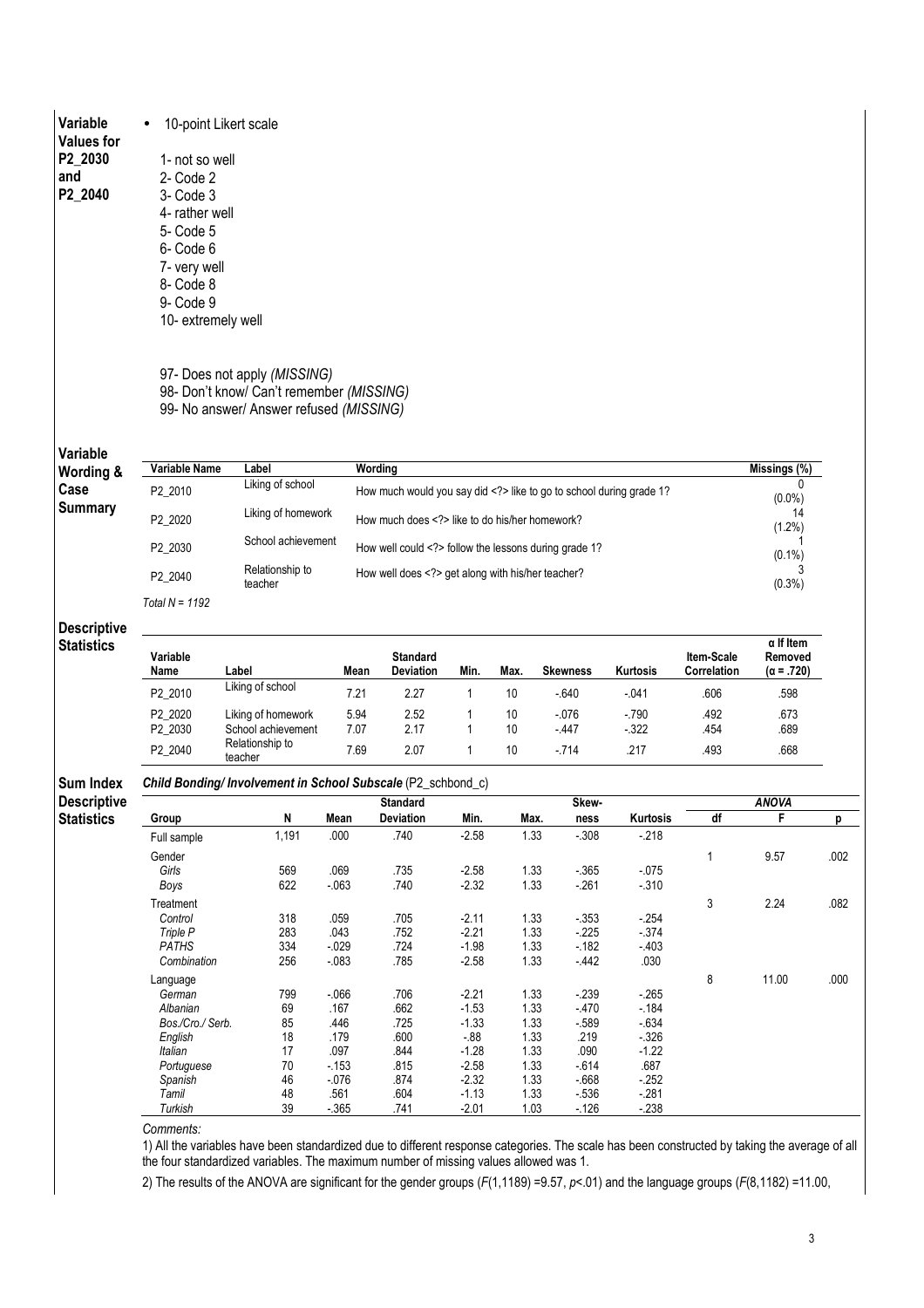**Variable Values for P2_2030 and P2_2040**

- 10-point Likert scale

1- not so well
2- Code 2
3- Code 3
4- rather well
5- Code 5
6- Code 6
7- very well
8- Code 8
9- Code 9
10- extremely well

97- Does not apply *(MISSING)*
98- Don't know/ Can't remember *(MISSING)*
99- No answer/ Answer refused *(MISSING)*

**Variable Wording & Case Summary**

| Variable Name | Label | Wording | Missings (%) |
|---|---|---|---|
| P2_2010 | Liking of school | How much would you say did <?> like to go to school during grade 1? | 0 (0.0%) |
| P2_2020 | Liking of homework | How much does <?> like to do his/her homework? | 14 (1.2%) |
| P2_2030 | School achievement | How well could <?> follow the lessons during grade 1? | 1 (0.1%) |
| P2_2040 | Relationship to teacher | How well does <?> get along with his/her teacher? | 3 (0.3%) |

*Total N = 1192*

**Descriptive Statistics**

| Variable Name | Label | Mean | Standard Deviation | Min. | Max. | Skewness | Kurtosis | Item-Scale Correlation | α If Item Removed (α = .720) |
|---|---|---|---|---|---|---|---|---|---|
| P2_2010 | Liking of school | 7.21 | 2.27 | 1 | 10 | -.640 | -.041 | .606 | .598 |
| P2_2020 | Liking of homework | 5.94 | 2.52 | 1 | 10 | -.076 | -.790 | .492 | .673 |
| P2_2030 | School achievement | 7.07 | 2.17 | 1 | 10 | -.447 | -.322 | .454 | .689 |
| P2_2040 | Relationship to teacher | 7.69 | 2.07 | 1 | 10 | -.714 | .217 | .493 | .668 |

**Sum Index Descriptive Statistics**

***Child Bonding/ Involvement in School Subscale*** (P2_schbond_c)

| Group | N | Mean | Standard Deviation | Min. | Max. | Skew-ness | Kurtosis | ANOVA df | F | p |
|---|---|---|---|---|---|---|---|---|---|---|
| Full sample | 1,191 | .000 | .740 | -2.58 | 1.33 | -.308 | -.218 | | | |
| Gender | | | | | | | | 1 | 9.57 | .002 |
| *Girls* | 569 | .069 | .735 | -2.58 | 1.33 | -.365 | -.075 | | | |
| *Boys* | 622 | -.063 | .740 | -2.32 | 1.33 | -.261 | -.310 | | | |
| Treatment | | | | | | | | 3 | 2.24 | .082 |
| *Control* | 318 | .059 | .705 | -2.11 | 1.33 | -.353 | -.254 | | | |
| *Triple P* | 283 | .043 | .752 | -2.21 | 1.33 | -.225 | -.374 | | | |
| *PATHS* | 334 | -.029 | .724 | -1.98 | 1.33 | -.182 | -.403 | | | |
| *Combination* | 256 | -.083 | .785 | -2.58 | 1.33 | -.442 | .030 | | | |
| Language | | | | | | | | 8 | 11.00 | .000 |
| *German* | 799 | -.066 | .706 | -2.21 | 1.33 | -.239 | -.265 | | | |
| *Albanian* | 69 | .167 | .662 | -1.53 | 1.33 | -.470 | -.184 | | | |
| *Bos./Cro./ Serb.* | 85 | .446 | .725 | -1.33 | 1.33 | -.589 | -.634 | | | |
| *English* | 18 | .179 | .600 | -.88 | 1.33 | .219 | -.326 | | | |
| *Italian* | 17 | .097 | .844 | -1.28 | 1.33 | .090 | -1.22 | | | |
| *Portuguese* | 70 | -.153 | .815 | -2.58 | 1.33 | -.614 | .687 | | | |
| *Spanish* | 46 | -.076 | .874 | -2.32 | 1.33 | -.668 | -.252 | | | |
| *Tamil* | 48 | .561 | .604 | -1.13 | 1.33 | -.536 | -.281 | | | |
| *Turkish* | 39 | -.365 | .741 | -2.01 | 1.03 | -.126 | -.238 | | | |

*Comments:*

1) All the variables have been standardized due to different response categories. The scale has been constructed by taking the average of all the four standardized variables. The maximum number of missing values allowed was 1.

2) The results of the ANOVA are significant for the gender groups ($F(1,1189)$ =9.57, $p$<.01) and the language groups ($F(8,1182)$ =11.00,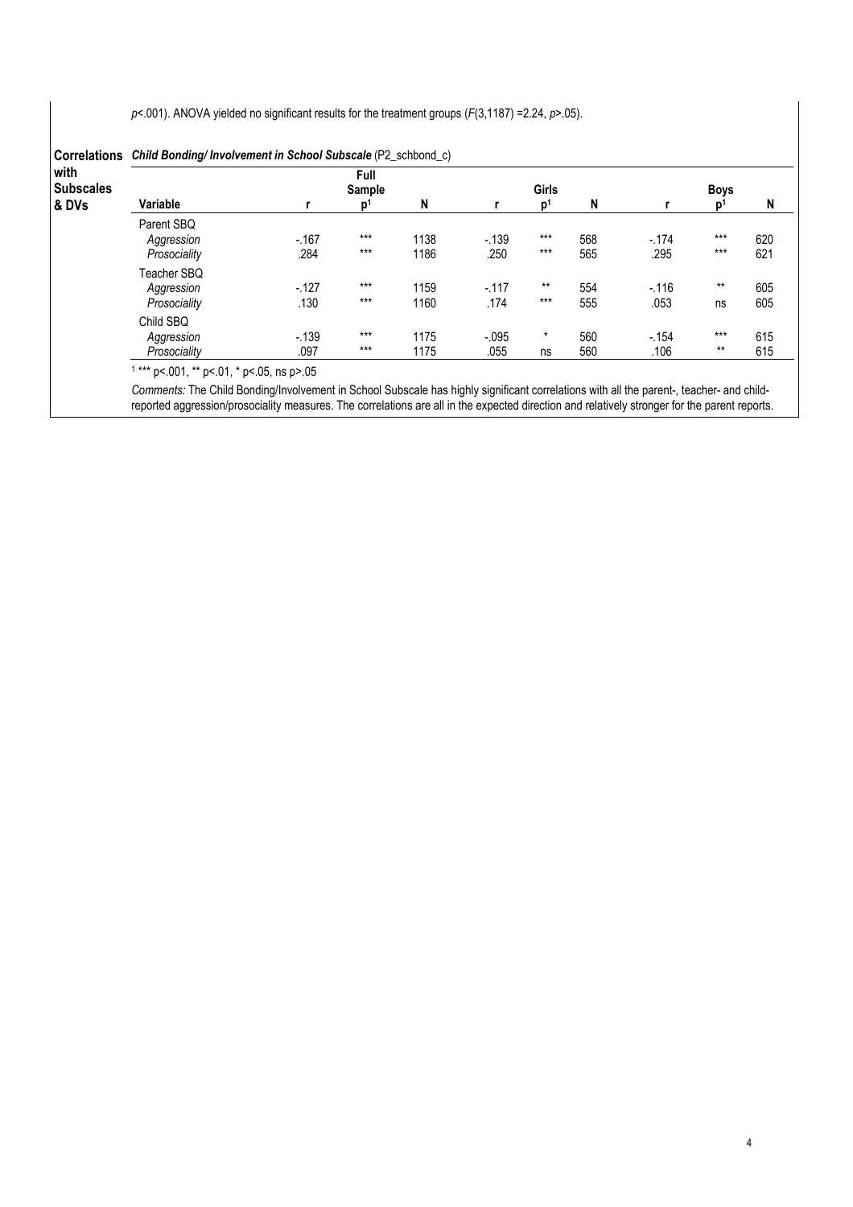$p$<.001). ANOVA yielded no significant results for the treatment groups ($F(3,1187)$ =2.24, $p$>.05).

**Correlations with Subscales & DVs**

***Child Bonding/ Involvement in School Subscale*** (P2_schbond_c)

| | Full Sample | | | Girls | | | Boys | | |
|---|---|---|---|---|---|---|---|---|---|
| **Variable** | **r** | **p[1]** | **N** | **r** | **p[1]** | **N** | **r** | **p[1]** | **N** |
| Parent SBQ | | | | | | | | | |
| *Aggression* | -.167 | *** | 1138 | -.139 | *** | 568 | -.174 | *** | 620 |
| *Prosociality* | .284 | *** | 1186 | .250 | *** | 565 | .295 | *** | 621 |
| Teacher SBQ | | | | | | | | | |
| *Aggression* | -.127 | *** | 1159 | -.117 | ** | 554 | -.116 | ** | 605 |
| *Prosociality* | .130 | *** | 1160 | .174 | *** | 555 | .053 | ns | 605 |
| Child SBQ | | | | | | | | | |
| *Aggression* | -.139 | *** | 1175 | -.095 | * | 560 | -.154 | *** | 615 |
| *Prosociality* | .097 | *** | 1175 | .055 | ns | 560 | .106 | ** | 615 |

[1] *** p<.001, ** p<.01, * p<.05, ns p>.05

*Comments:* The Child Bonding/Involvement in School Subscale has highly significant correlations with all the parent-, teacher- and child-reported aggression/prosociality measures. The correlations are all in the expected direction and relatively stronger for the parent reports.